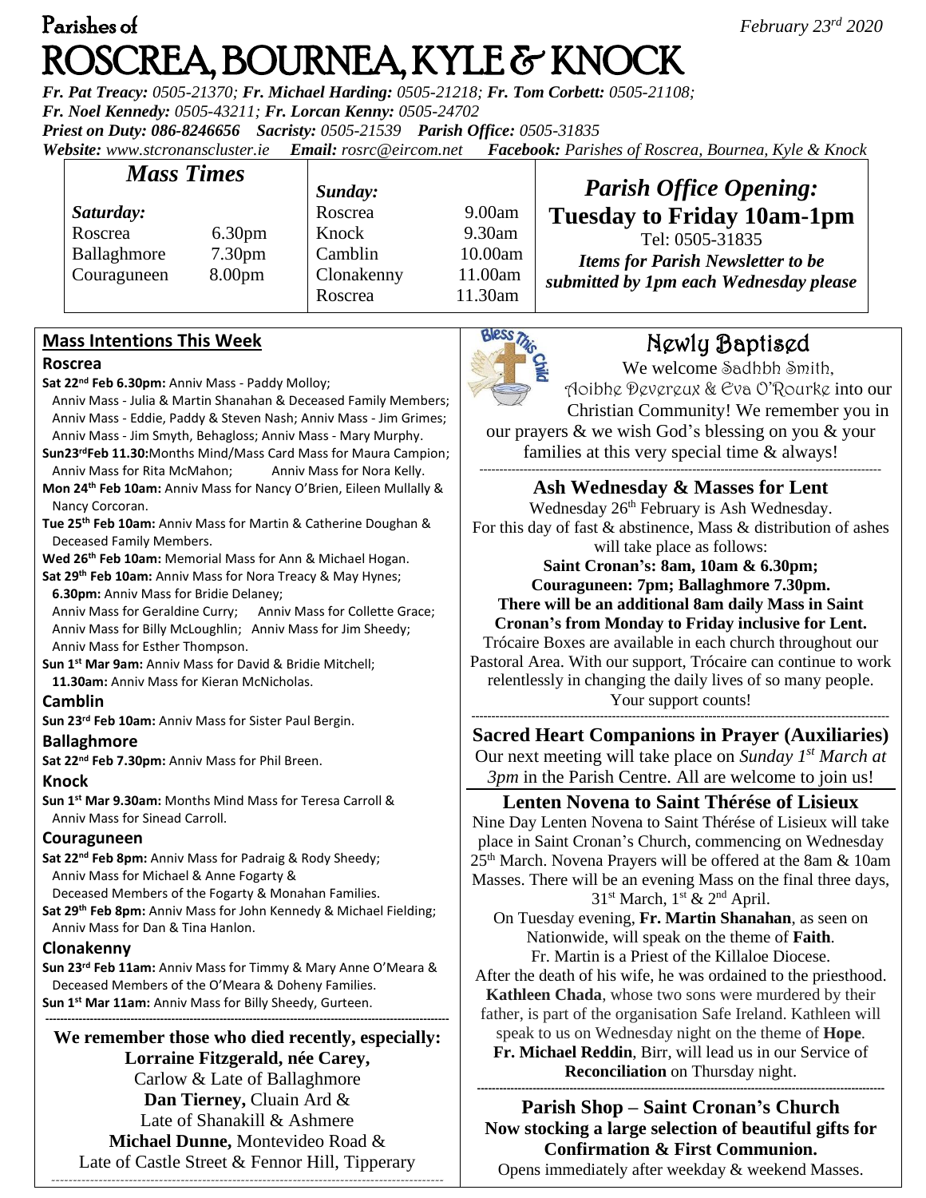Parishes of

# ROSCREA, BOURNEA, KYLE & KNOCK

*February 23rd 2020*

***Fr. Pat Treacy:** 0505-21370; **Fr. Michael Harding:** 0505-21218; **Fr. Tom Corbett:** 0505-21108;*
***Fr. Noel Kennedy:** 0505-43211; **Fr. Lorcan Kenny:** 0505-24702*
***Priest on Duty:** 086-8246656 **Sacristy:** 0505-21539 **Parish Office:** 0505-31835*
***Website:** www.stcronanscluster.ie **Email:** rosrc@eircom.net **Facebook:** Parishes of Roscrea, Bournea, Kyle & Knock*

## *Mass Times*

| *Saturday:* | | *Sunday:* | |
|---|---|---|---|
| Roscrea | 6.30pm | Roscrea | 9.00am |
| Ballaghmore | 7.30pm | Knock | 9.30am |
| Couraguneen | 8.00pm | Camblin | 10.00am |
| | | Clonakenny | 11.00am |
| | | Roscrea | 11.30am |

## *Parish Office Opening:*
**Tuesday to Friday 10am-1pm**
Tel: 0505-31835
***Items for Parish Newsletter to be submitted by 1pm each Wednesday please***

## Mass Intentions This Week

### Roscrea

**Sat 22nd Feb 6.30pm:** Anniv Mass - Paddy Molloy; Anniv Mass - Julia & Martin Shanahan & Deceased Family Members; Anniv Mass - Eddie, Paddy & Steven Nash; Anniv Mass - Jim Grimes; Anniv Mass - Jim Smyth, Behagloss; Anniv Mass - Mary Murphy.
**Sun23rdFeb 11.30:** Months Mind/Mass Card Mass for Maura Campion; Anniv Mass for Rita McMahon; Anniv Mass for Nora Kelly.
**Mon 24th Feb 10am:** Anniv Mass for Nancy O'Brien, Eileen Mullally & Nancy Corcoran.
**Tue 25th Feb 10am:** Anniv Mass for Martin & Catherine Doughan & Deceased Family Members.
**Wed 26th Feb 10am:** Memorial Mass for Ann & Michael Hogan.
**Sat 29th Feb 10am:** Anniv Mass for Nora Treacy & May Hynes; **6.30pm:** Anniv Mass for Bridie Delaney; Anniv Mass for Geraldine Curry; Anniv Mass for Collette Grace; Anniv Mass for Billy McLoughlin; Anniv Mass for Jim Sheedy; Anniv Mass for Esther Thompson.
**Sun 1st Mar 9am:** Anniv Mass for David & Bridie Mitchell; **11.30am:** Anniv Mass for Kieran McNicholas.

### Camblin

**Sun 23rd Feb 10am:** Anniv Mass for Sister Paul Bergin.

### Ballaghmore

**Sat 22nd Feb 7.30pm:** Anniv Mass for Phil Breen.

### Knock

**Sun 1st Mar 9.30am:** Months Mind Mass for Teresa Carroll & Anniv Mass for Sinead Carroll.

### Couraguneen

**Sat 22nd Feb 8pm:** Anniv Mass for Padraig & Rody Sheedy; Anniv Mass for Michael & Anne Fogarty & Deceased Members of the Fogarty & Monahan Families.
**Sat 29th Feb 8pm:** Anniv Mass for John Kennedy & Michael Fielding; Anniv Mass for Dan & Tina Hanlon.

### Clonakenny

**Sun 23rd Feb 11am:** Anniv Mass for Timmy & Mary Anne O'Meara & Deceased Members of the O'Meara & Doheny Families.
**Sun 1st Mar 11am:** Anniv Mass for Billy Sheedy, Gurteen.

**We remember those who died recently, especially:**
**Lorraine Fitzgerald, née Carey,**
Carlow & Late of Ballaghmore
**Dan Tierney,** Cluain Ard &
Late of Shanakill & Ashmere
**Michael Dunne,** Montevideo Road &
Late of Castle Street & Fennor Hill, Tipperary

## Newly Baptised

We welcome Sadhbh Smith, Aoibhe Devereux & Eva O'Rourke into our Christian Community! We remember you in our prayers & we wish God's blessing on you & your families at this very special time & always!

## Ash Wednesday & Masses for Lent

Wednesday 26th February is Ash Wednesday.
For this day of fast & abstinence, Mass & distribution of ashes will take place as follows:
**Saint Cronan's: 8am, 10am & 6.30pm;**
**Couraguneen: 7pm; Ballaghmore 7.30pm.**
**There will be an additional 8am daily Mass in Saint Cronan's from Monday to Friday inclusive for Lent.**
Trócaire Boxes are available in each church throughout our Pastoral Area. With our support, Trócaire can continue to work relentlessly in changing the daily lives of so many people. Your support counts!

## Sacred Heart Companions in Prayer (Auxiliaries)

Our next meeting will take place on *Sunday 1st March at 3pm* in the Parish Centre. All are welcome to join us!

## Lenten Novena to Saint Thérése of Lisieux

Nine Day Lenten Novena to Saint Thérése of Lisieux will take place in Saint Cronan's Church, commencing on Wednesday 25th March. Novena Prayers will be offered at the 8am & 10am Masses. There will be an evening Mass on the final three days, 31st March, 1st & 2nd April.
On Tuesday evening, **Fr. Martin Shanahan**, as seen on Nationwide, will speak on the theme of **Faith**.
Fr. Martin is a Priest of the Killaloe Diocese.
After the death of his wife, he was ordained to the priesthood.
**Kathleen Chada**, whose two sons were murdered by their father, is part of the organisation Safe Ireland. Kathleen will speak to us on Wednesday night on the theme of **Hope**.
**Fr. Michael Reddin**, Birr, will lead us in our Service of **Reconciliation** on Thursday night.

## Parish Shop – Saint Cronan's Church

**Now stocking a large selection of beautiful gifts for Confirmation & First Communion.**
Opens immediately after weekday & weekend Masses.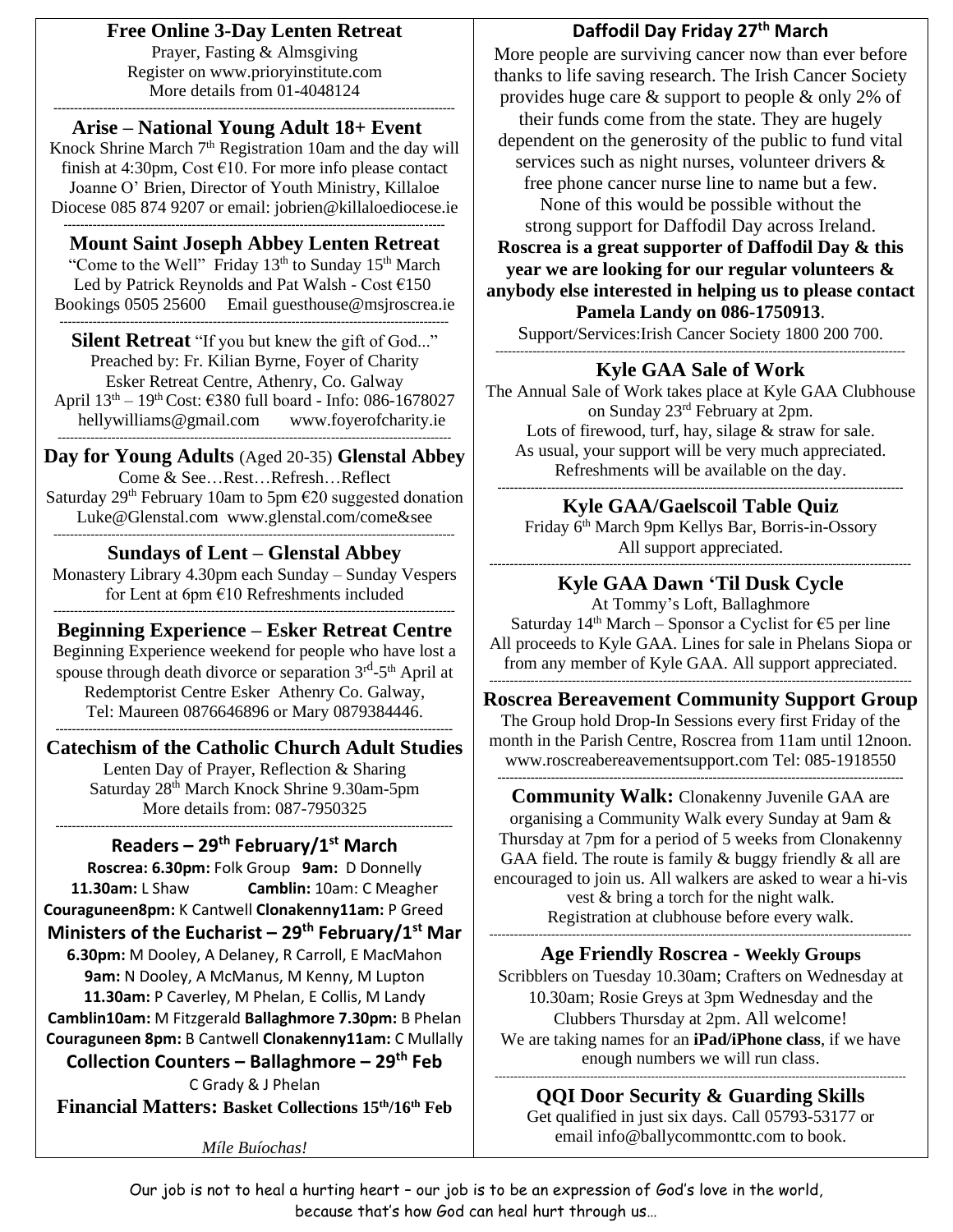### Free Online 3-Day Lenten Retreat

Prayer, Fasting & Almsgiving
Register on www.prioryinstitute.com
More details from 01-4048124

---

### Arise – National Young Adult 18+ Event

Knock Shrine March 7th Registration 10am and the day will finish at 4:30pm, Cost €10. For more info please contact Joanne O' Brien, Director of Youth Ministry, Killaloe Diocese 085 874 9207 or email: jobrien@killaloediocese.ie

---

### Mount Saint Joseph Abbey Lenten Retreat

"Come to the Well" Friday 13th to Sunday 15th March
Led by Patrick Reynolds and Pat Walsh - Cost €150
Bookings 0505 25600 Email guesthouse@msjroscrea.ie

---

**Silent Retreat** "If you but knew the gift of God..."
Preached by: Fr. Kilian Byrne, Foyer of Charity
Esker Retreat Centre, Athenry, Co. Galway
April 13th – 19th Cost: €380 full board - Info: 086-1678027
hellywilliams@gmail.com www.foyerofcharity.ie

---

**Day for Young Adults** (Aged 20-35) **Glenstal Abbey**
Come & See…Rest…Refresh…Reflect
Saturday 29th February 10am to 5pm €20 suggested donation
Luke@Glenstal.com www.glenstal.com/come&see

---

### Sundays of Lent – Glenstal Abbey

Monastery Library 4.30pm each Sunday – Sunday Vespers for Lent at 6pm €10 Refreshments included

---

### Beginning Experience – Esker Retreat Centre

Beginning Experience weekend for people who have lost a spouse through death divorce or separation 3rd-5th April at Redemptorist Centre Esker Athenry Co. Galway,
Tel: Maureen 0876646896 or Mary 0879384446.

---

### Catechism of the Catholic Church Adult Studies

Lenten Day of Prayer, Reflection & Sharing
Saturday 28th March Knock Shrine 9.30am-5pm
More details from: 087-7950325

---

### Readers – 29th February/1st March

**Roscrea: 6.30pm:** Folk Group **9am:** D Donnelly
**11.30am:** L Shaw **Camblin:** 10am: C Meagher
**Couraguneen8pm:** K Cantwell **Clonakenny11am:** P Greed

### Ministers of the Eucharist – 29th February/1st Mar

**6.30pm:** M Dooley, A Delaney, R Carroll, E MacMahon
**9am:** N Dooley, A McManus, M Kenny, M Lupton
**11.30am:** P Caverley, M Phelan, E Collis, M Landy
**Camblin10am:** M Fitzgerald **Ballaghmore 7.30pm:** B Phelan
**Couraguneen 8pm:** B Cantwell **Clonakenny11am:** C Mullally

### Collection Counters – Ballaghmore – 29th Feb

C Grady & J Phelan

**Financial Matters: Basket Collections 15th/16th Feb**

*Míle Buíochas!*

---

### Daffodil Day Friday 27th March

More people are surviving cancer now than ever before thanks to life saving research. The Irish Cancer Society provides huge care & support to people & only 2% of their funds come from the state. They are hugely dependent on the generosity of the public to fund vital services such as night nurses, volunteer drivers & free phone cancer nurse line to name but a few. None of this would be possible without the strong support for Daffodil Day across Ireland. **Roscrea is a great supporter of Daffodil Day & this year we are looking for our regular volunteers & anybody else interested in helping us to please contact Pamela Landy on 086-1750913**.
Support/Services:Irish Cancer Society 1800 200 700.

---

### Kyle GAA Sale of Work

The Annual Sale of Work takes place at Kyle GAA Clubhouse on Sunday 23rd February at 2pm.
Lots of firewood, turf, hay, silage & straw for sale.
As usual, your support will be very much appreciated.
Refreshments will be available on the day.

---

### Kyle GAA/Gaelscoil Table Quiz

Friday 6th March 9pm Kellys Bar, Borris-in-Ossory
All support appreciated.

---

### Kyle GAA Dawn 'Til Dusk Cycle

At Tommy's Loft, Ballaghmore
Saturday 14th March – Sponsor a Cyclist for €5 per line
All proceeds to Kyle GAA. Lines for sale in Phelans Siopa or from any member of Kyle GAA. All support appreciated.

---

### Roscrea Bereavement Community Support Group

The Group hold Drop-In Sessions every first Friday of the month in the Parish Centre, Roscrea from 11am until 12noon.
www.roscreabereavementsupport.com Tel: 085-1918550

---

**Community Walk:** Clonakenny Juvenile GAA are organising a Community Walk every Sunday at 9am & Thursday at 7pm for a period of 5 weeks from Clonakenny GAA field. The route is family & buggy friendly & all are encouraged to join us. All walkers are asked to wear a hi-vis vest & bring a torch for the night walk.
Registration at clubhouse before every walk.

---

### Age Friendly Roscrea - Weekly Groups

Scribblers on Tuesday 10.30am; Crafters on Wednesday at 10.30am; Rosie Greys at 3pm Wednesday and the Clubbers Thursday at 2pm. All welcome!
We are taking names for an **iPad/iPhone class**, if we have enough numbers we will run class.

---

### QQI Door Security & Guarding Skills

Get qualified in just six days. Call 05793-53177 or email info@ballycommonttc.com to book.

---

Our job is not to heal a hurting heart – our job is to be an expression of God's love in the world, because that's how God can heal hurt through us…